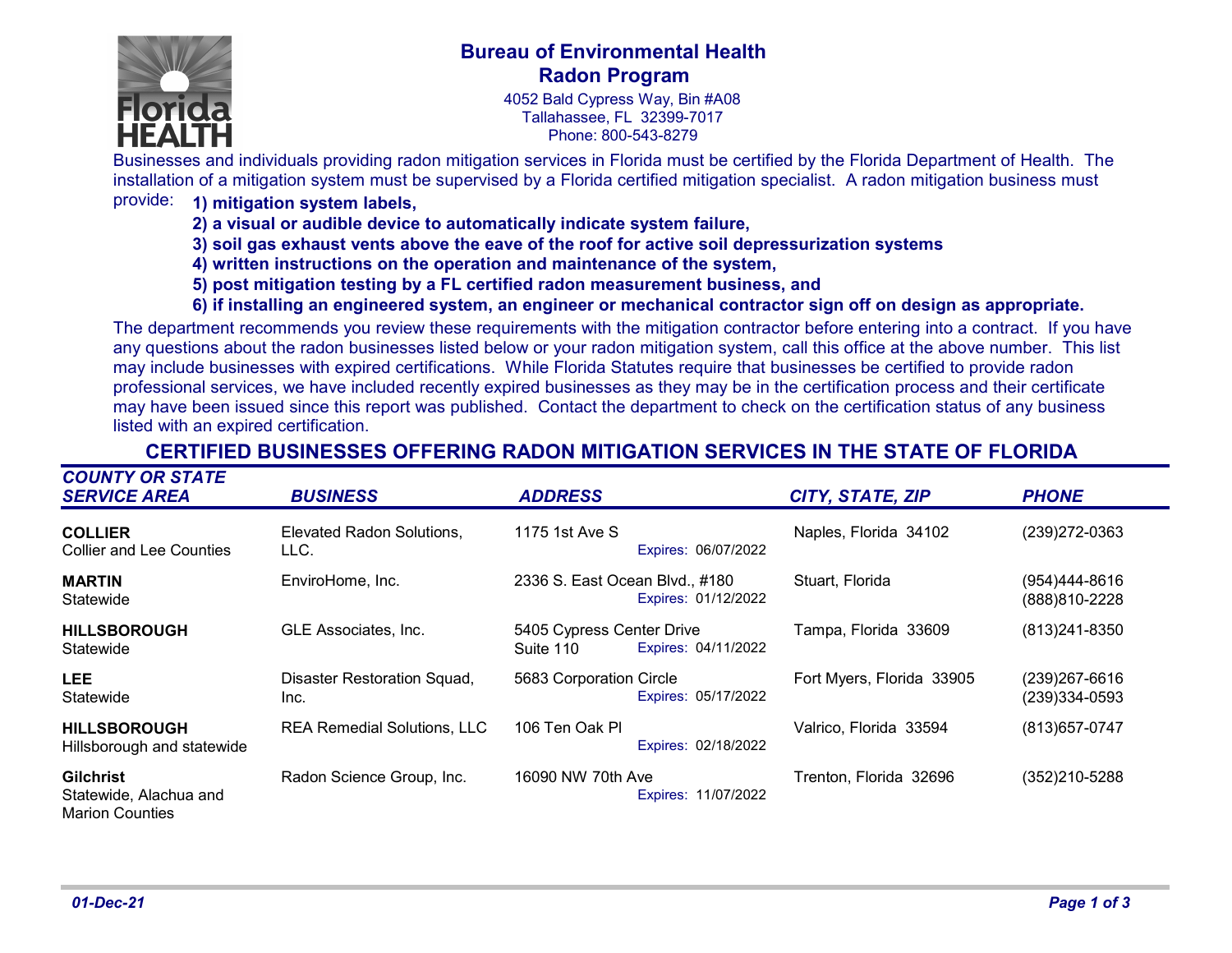# Bureau of Environmental Health
## Radon Program

4052 Bald Cypress Way, Bin #A08
Tallahassee, FL 32399-7017
Phone: 800-543-8279

Businesses and individuals providing radon mitigation services in Florida must be certified by the Florida Department of Health. The installation of a mitigation system must be supervised by a Florida certified mitigation specialist. A radon mitigation business must provide:

**1) mitigation system labels,**
**2) a visual or audible device to automatically indicate system failure,**
**3) soil gas exhaust vents above the eave of the roof for active soil depressurization systems**
**4) written instructions on the operation and maintenance of the system,**
**5) post mitigation testing by a FL certified radon measurement business, and**
**6) if installing an engineered system, an engineer or mechanical contractor sign off on design as appropriate.**

The department recommends you review these requirements with the mitigation contractor before entering into a contract. If you have any questions about the radon businesses listed below or your radon mitigation system, call this office at the above number. This list may include businesses with expired certifications. While Florida Statutes require that businesses be certified to provide radon professional services, we have included recently expired businesses as they may be in the certification process and their certificate may have been issued since this report was published. Contact the department to check on the certification status of any business listed with an expired certification.

## CERTIFIED BUSINESSES OFFERING RADON MITIGATION SERVICES IN THE STATE OF FLORIDA

| *COUNTY OR STATE SERVICE AREA* | *BUSINESS* | *ADDRESS* | *CITY, STATE, ZIP* | *PHONE* |
|---|---|---|---|---|
| **COLLIER** Collier and Lee Counties | Elevated Radon Solutions, LLC. | 1175 1st Ave S Expires: 06/07/2022 | Naples, Florida 34102 | (239)272-0363 |
| **MARTIN** Statewide | EnviroHome, Inc. | 2336 S. East Ocean Blvd., #180 Expires: 01/12/2022 | Stuart, Florida | (954)444-8616 (888)810-2228 |
| **HILLSBOROUGH** Statewide | GLE Associates, Inc. | 5405 Cypress Center Drive Suite 110 Expires: 04/11/2022 | Tampa, Florida 33609 | (813)241-8350 |
| **LEE** Statewide | Disaster Restoration Squad, Inc. | 5683 Corporation Circle Expires: 05/17/2022 | Fort Myers, Florida 33905 | (239)267-6616 (239)334-0593 |
| **HILLSBOROUGH** Hillsborough and statewide | REA Remedial Solutions, LLC | 106 Ten Oak Pl Expires: 02/18/2022 | Valrico, Florida 33594 | (813)657-0747 |
| **Gilchrist** Statewide, Alachua and Marion Counties | Radon Science Group, Inc. | 16090 NW 70th Ave Expires: 11/07/2022 | Trenton, Florida 32696 | (352)210-5288 |

*01-Dec-21*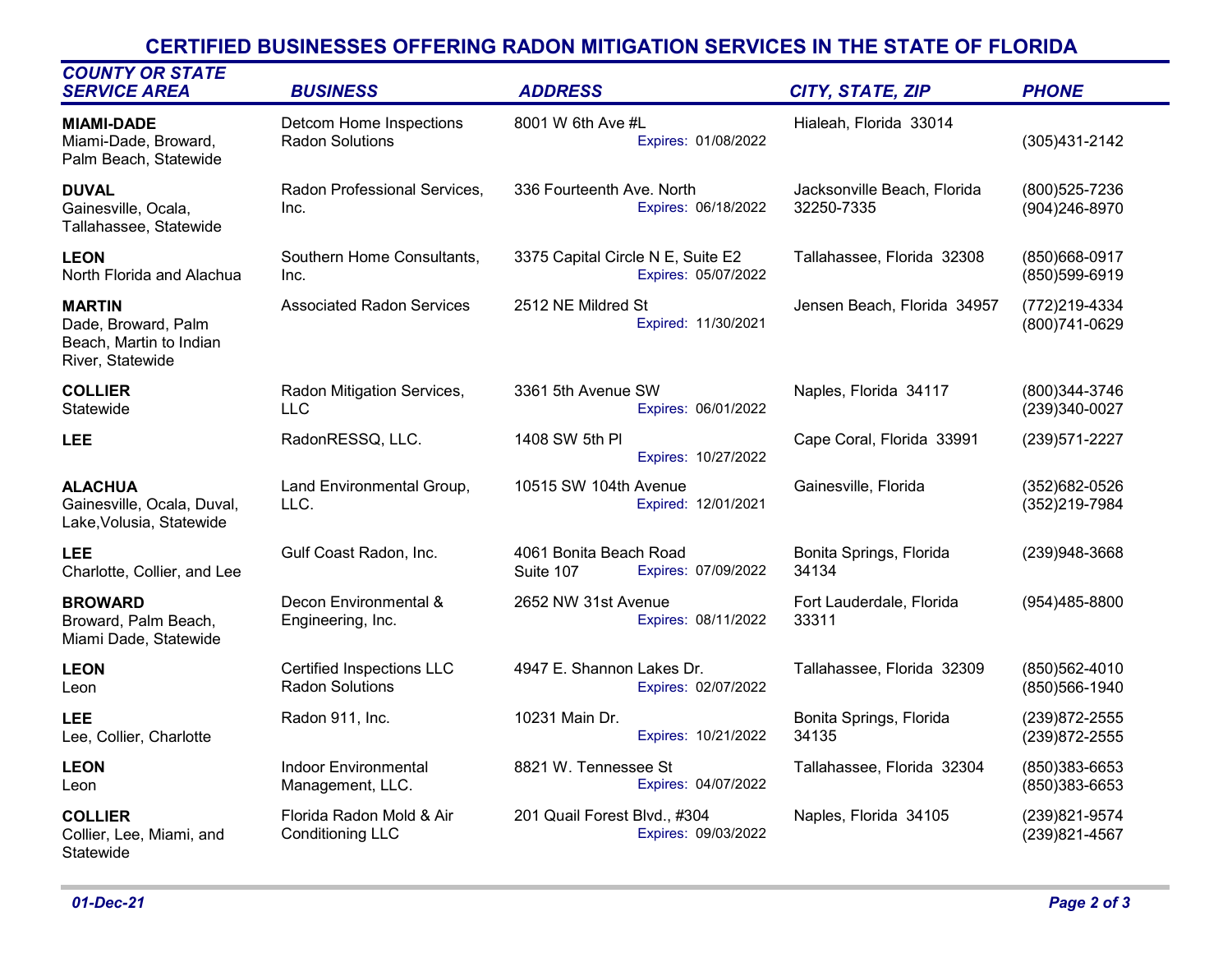# CERTIFIED BUSINESSES OFFERING RADON MITIGATION SERVICES IN THE STATE OF FLORIDA

| *COUNTY OR STATE SERVICE AREA* | *BUSINESS* | *ADDRESS* | *CITY, STATE, ZIP* | *PHONE* |
|---|---|---|---|---|
| **MIAMI-DADE** Miami-Dade, Broward, Palm Beach, Statewide | Detcom Home Inspections Radon Solutions | 8001 W 6th Ave #L Expires: 01/08/2022 | Hialeah, Florida 33014 | (305)431-2142 |
| **DUVAL** Gainesville, Ocala, Tallahassee, Statewide | Radon Professional Services, Inc. | 336 Fourteenth Ave. North Expires: 06/18/2022 | Jacksonville Beach, Florida 32250-7335 | (800)525-7236 (904)246-8970 |
| **LEON** North Florida and Alachua | Southern Home Consultants, Inc. | 3375 Capital Circle N E, Suite E2 Expires: 05/07/2022 | Tallahassee, Florida 32308 | (850)668-0917 (850)599-6919 |
| **MARTIN** Dade, Broward, Palm Beach, Martin to Indian River, Statewide | Associated Radon Services | 2512 NE Mildred St Expired: 11/30/2021 | Jensen Beach, Florida 34957 | (772)219-4334 (800)741-0629 |
| **COLLIER** Statewide | Radon Mitigation Services, LLC | 3361 5th Avenue SW Expires: 06/01/2022 | Naples, Florida 34117 | (800)344-3746 (239)340-0027 |
| **LEE** | RadonRESSQ, LLC. | 1408 SW 5th Pl Expires: 10/27/2022 | Cape Coral, Florida 33991 | (239)571-2227 |
| **ALACHUA** Gainesville, Ocala, Duval, Lake,Volusia, Statewide | Land Environmental Group, LLC. | 10515 SW 104th Avenue Expired: 12/01/2021 | Gainesville, Florida | (352)682-0526 (352)219-7984 |
| **LEE** Charlotte, Collier, and Lee | Gulf Coast Radon, Inc. | 4061 Bonita Beach Road Suite 107 Expires: 07/09/2022 | Bonita Springs, Florida 34134 | (239)948-3668 |
| **BROWARD** Broward, Palm Beach, Miami Dade, Statewide | Decon Environmental & Engineering, Inc. | 2652 NW 31st Avenue Expires: 08/11/2022 | Fort Lauderdale, Florida 33311 | (954)485-8800 |
| **LEON** Leon | Certified Inspections LLC Radon Solutions | 4947 E. Shannon Lakes Dr. Expires: 02/07/2022 | Tallahassee, Florida 32309 | (850)562-4010 (850)566-1940 |
| **LEE** Lee, Collier, Charlotte | Radon 911, Inc. | 10231 Main Dr. Expires: 10/21/2022 | Bonita Springs, Florida 34135 | (239)872-2555 (239)872-2555 |
| **LEON** Leon | Indoor Environmental Management, LLC. | 8821 W. Tennessee St Expires: 04/07/2022 | Tallahassee, Florida 32304 | (850)383-6653 (850)383-6653 |
| **COLLIER** Collier, Lee, Miami, and Statewide | Florida Radon Mold & Air Conditioning LLC | 201 Quail Forest Blvd., #304 Expires: 09/03/2022 | Naples, Florida 34105 | (239)821-9574 (239)821-4567 |

*01-Dec-21*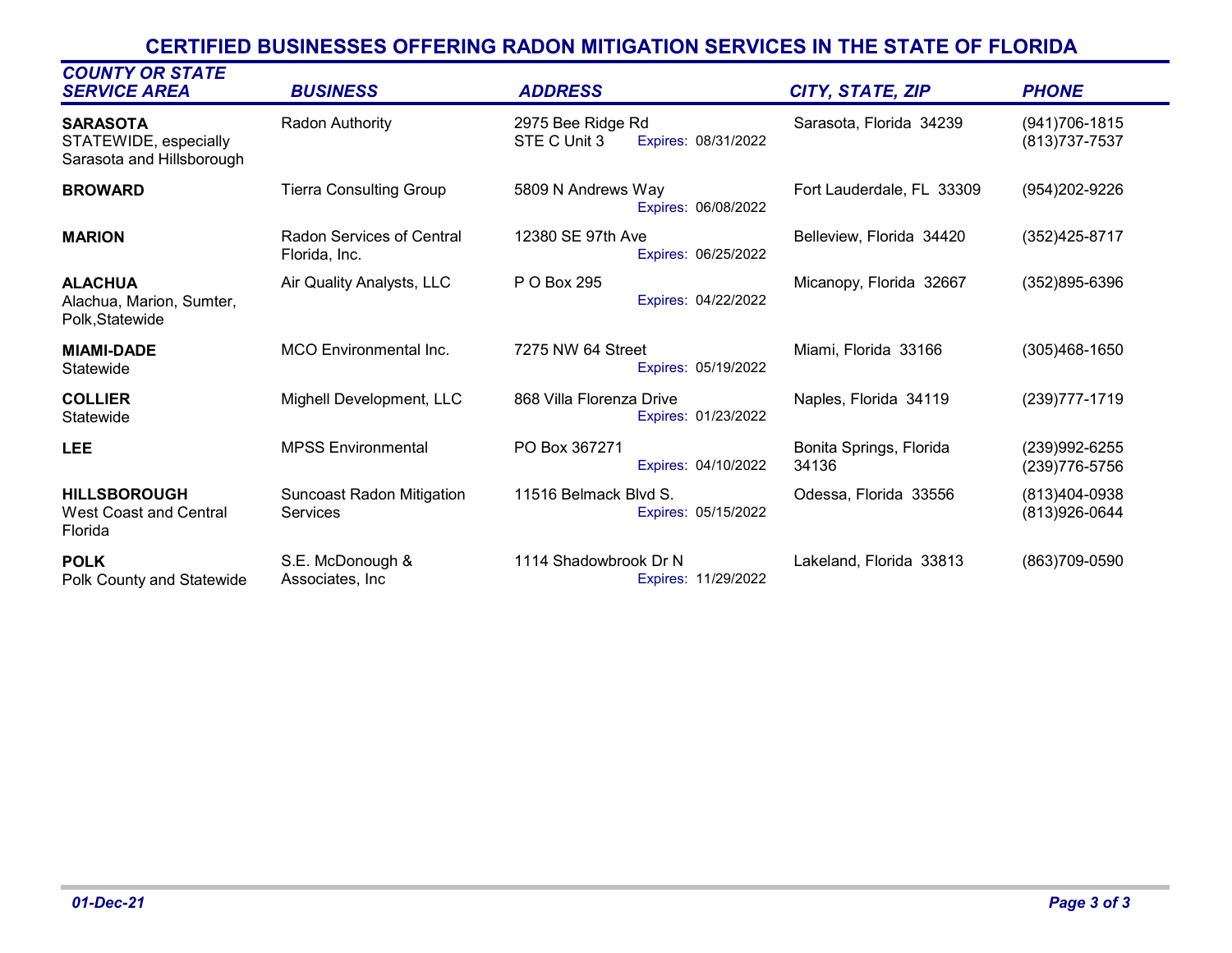# CERTIFIED BUSINESSES OFFERING RADON MITIGATION SERVICES IN THE STATE OF FLORIDA

| *COUNTY OR STATE SERVICE AREA* | *BUSINESS* | *ADDRESS* | *CITY, STATE, ZIP* | *PHONE* |
|---|---|---|---|---|
| **SARASOTA** STATEWIDE, especially Sarasota and Hillsborough | Radon Authority | 2975 Bee Ridge Rd STE C Unit 3 Expires: 08/31/2022 | Sarasota, Florida 34239 | (941)706-1815 (813)737-7537 |
| **BROWARD** | Tierra Consulting Group | 5809 N Andrews Way Expires: 06/08/2022 | Fort Lauderdale, FL 33309 | (954)202-9226 |
| **MARION** | Radon Services of Central Florida, Inc. | 12380 SE 97th Ave Expires: 06/25/2022 | Belleview, Florida 34420 | (352)425-8717 |
| **ALACHUA** Alachua, Marion, Sumter, Polk,Statewide | Air Quality Analysts, LLC | P O Box 295 Expires: 04/22/2022 | Micanopy, Florida 32667 | (352)895-6396 |
| **MIAMI-DADE** Statewide | MCO Environmental Inc. | 7275 NW 64 Street Expires: 05/19/2022 | Miami, Florida 33166 | (305)468-1650 |
| **COLLIER** Statewide | Mighell Development, LLC | 868 Villa Florenza Drive Expires: 01/23/2022 | Naples, Florida 34119 | (239)777-1719 |
| **LEE** | MPSS Environmental | PO Box 367271 Expires: 04/10/2022 | Bonita Springs, Florida 34136 | (239)992-6255 (239)776-5756 |
| **HILLSBOROUGH** West Coast and Central Florida | Suncoast Radon Mitigation Services | 11516 Belmack Blvd S. Expires: 05/15/2022 | Odessa, Florida 33556 | (813)404-0938 (813)926-0644 |
| **POLK** Polk County and Statewide | S.E. McDonough & Associates, Inc | 1114 Shadowbrook Dr N Expires: 11/29/2022 | Lakeland, Florida 33813 | (863)709-0590 |

*01-Dec-21*